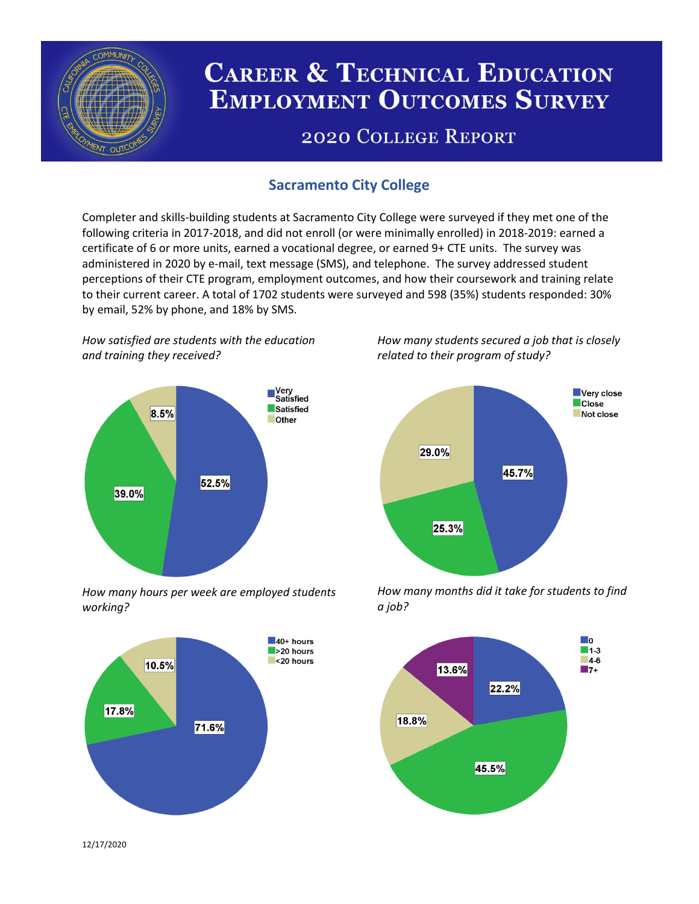# Career & Technical Education Employment Outcomes Survey

## 2020 College Report

### Sacramento City College

Completer and skills-building students at Sacramento City College were surveyed if they met one of the following criteria in 2017-2018, and did not enroll (or were minimally enrolled) in 2018-2019: earned a certificate of 6 or more units, earned a vocational degree, or earned 9+ CTE units. The survey was administered in 2020 by e-mail, text message (SMS), and telephone. The survey addressed student perceptions of their CTE program, employment outcomes, and how their coursework and training relate to their current career. A total of 1702 students were surveyed and 598 (35%) students responded: 30% by email, 52% by phone, and 18% by SMS.

*How satisfied are students with the education and training they received?*

| Response | Percent |
|---|---|
| Very Satisfied | 52.5% |
| Satisfied | 39.0% |
| Other | 8.5% |

*How many students secured a job that is closely related to their program of study?*

| Response | Percent |
|---|---|
| Very close | 45.7% |
| Close | 25.3% |
| Not close | 29.0% |

*How many hours per week are employed students working?*

| Response | Percent |
|---|---|
| 40+ hours | 71.6% |
| >20 hours | 17.8% |
| <20 hours | 10.5% |

*How many months did it take for students to find a job?*

| Months | Percent |
|---|---|
| 0 | 22.2% |
| 1-3 | 45.5% |
| 4-6 | 18.8% |
| 7+ | 13.6% |

12/17/2020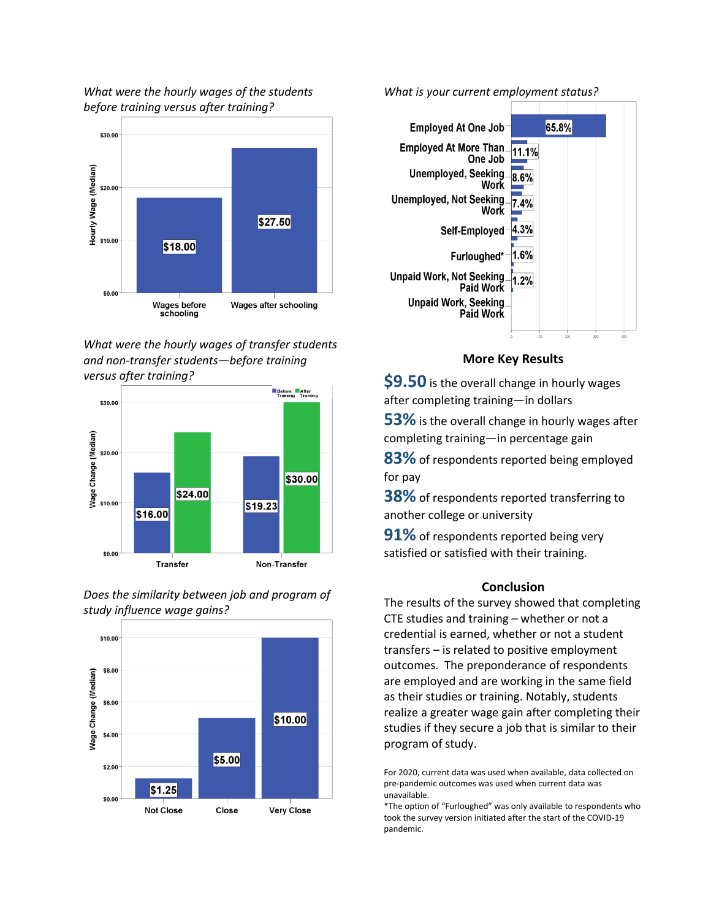*What were the hourly wages of the students before training versus after training?*

Hourly Wage (Median)

$30.00
$20.00
$10.00
$0.00

$18.00
$27.50

Wages before schooling
Wages after schooling

*What were the hourly wages of transfer students and non-transfer students—before training versus after training?*

Before Training
After Training

Wage Change (Median)

$30.00
$20.00
$10.00
$0.00

$16.00
$24.00
$19.23
$30.00

Transfer
Non-Transfer

*Does the similarity between job and program of study influence wage gains?*

Wage Change (Median)

$10.00
$8.00
$6.00
$4.00
$2.00
$0.00

$1.25
$5.00
$10.00

Not Close
Close
Very Close

*What is your current employment status?*

Employed At One Job
65.8%

Employed At More Than One Job
11.1%

Unemployed, Seeking Work
8.6%

Unemployed, Not Seeking Work
7.4%

Self-Employed
4.3%

Furloughed*
1.6%

Unpaid Work, Not Seeking Paid Work
1.2%

Unpaid Work, Seeking Paid Work

0
100
200
300
400

## More Key Results

**$9.50** is the overall change in hourly wages after completing training—in dollars

**53%** is the overall change in hourly wages after completing training—in percentage gain

**83%** of respondents reported being employed for pay

**38%** of respondents reported transferring to another college or university

**91%** of respondents reported being very satisfied or satisfied with their training.

## Conclusion

The results of the survey showed that completing CTE studies and training – whether or not a credential is earned, whether or not a student transfers – is related to positive employment outcomes. The preponderance of respondents are employed and are working in the same field as their studies or training. Notably, students realize a greater wage gain after completing their studies if they secure a job that is similar to their program of study.

For 2020, current data was used when available, data collected on pre-pandemic outcomes was used when current data was unavailable.

*The option of "Furloughed" was only available to respondents who took the survey version initiated after the start of the COVID-19 pandemic.